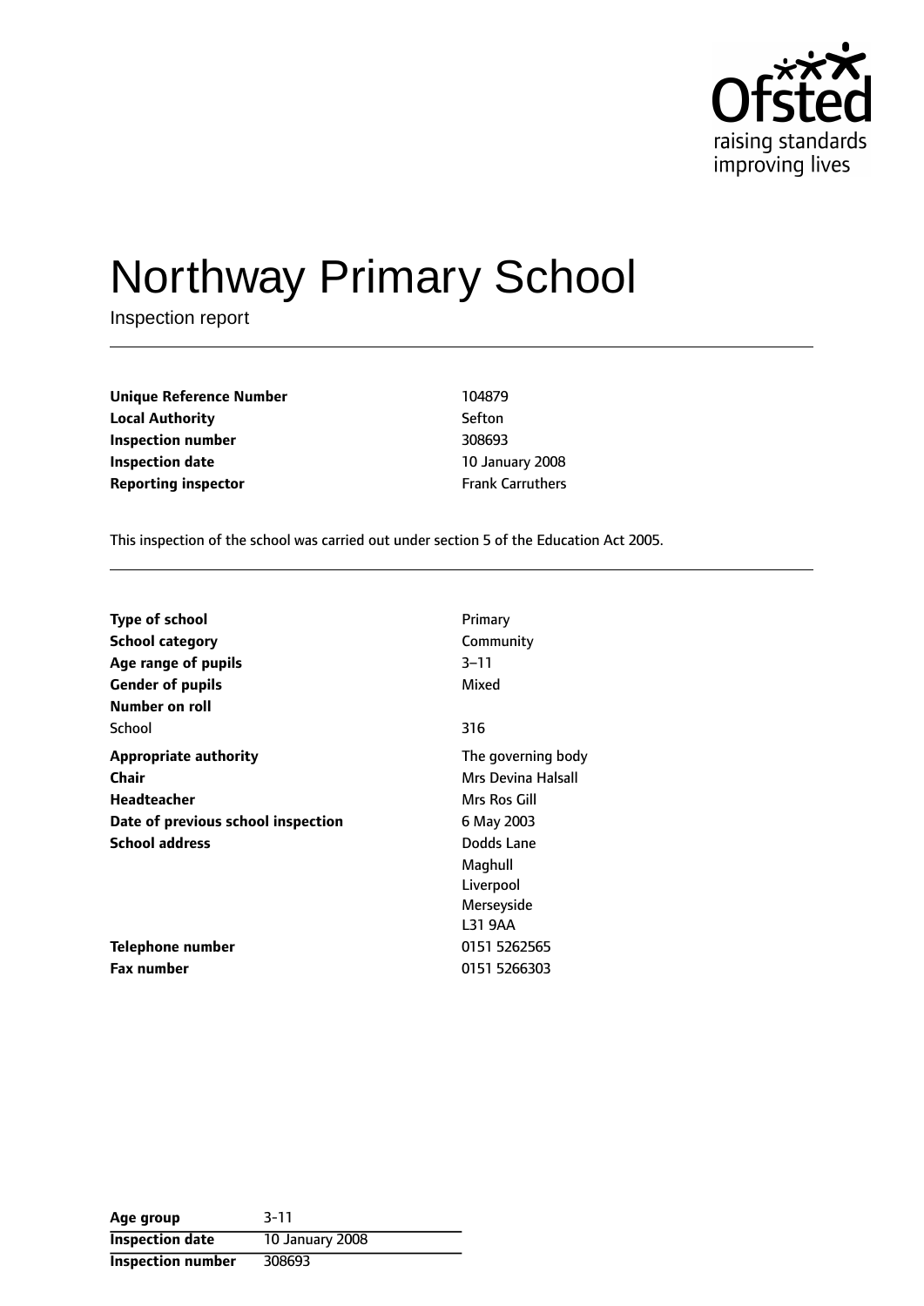Ofsted
raising standards
improving lives

# Northway Primary School

Inspection report

| | |
|---|---|
| **Unique Reference Number** | 104879 |
| **Local Authority** | Sefton |
| **Inspection number** | 308693 |
| **Inspection date** | 10 January 2008 |
| **Reporting inspector** | Frank Carruthers |

This inspection of the school was carried out under section 5 of the Education Act 2005.

| | |
|---|---|
| **Type of school** | Primary |
| **School category** | Community |
| **Age range of pupils** | 3–11 |
| **Gender of pupils** | Mixed |
| **Number on roll** | |
| School | 316 |
| **Appropriate authority** | The governing body |
| **Chair** | Mrs Devina Halsall |
| **Headteacher** | Mrs Ros Gill |
| **Date of previous school inspection** | 6 May 2003 |
| **School address** | Dodds Lane<br>Maghull<br>Liverpool<br>Merseyside<br>L31 9AA |
| **Telephone number** | 0151 5262565 |
| **Fax number** | 0151 5266303 |

| | |
|---|---|
| **Age group** | 3-11 |
| **Inspection date** | 10 January 2008 |
| **Inspection number** | 308693 |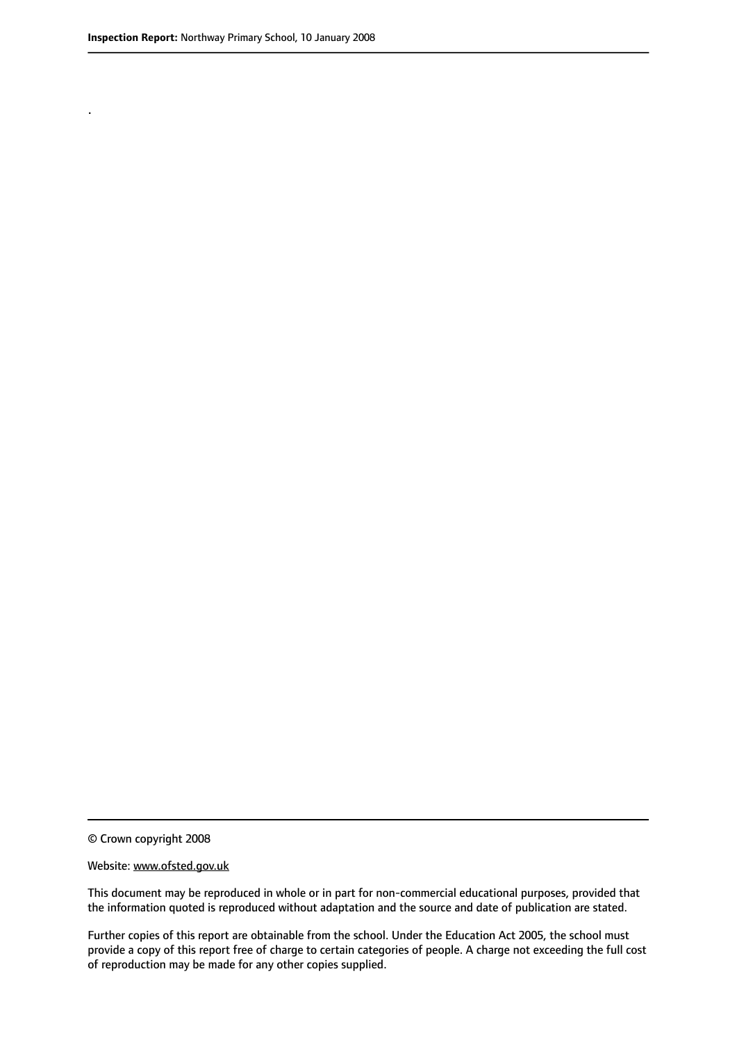.

© Crown copyright 2008

Website: www.ofsted.gov.uk

This document may be reproduced in whole or in part for non-commercial educational purposes, provided that the information quoted is reproduced without adaptation and the source and date of publication are stated.

Further copies of this report are obtainable from the school. Under the Education Act 2005, the school must provide a copy of this report free of charge to certain categories of people. A charge not exceeding the full cost of reproduction may be made for any other copies supplied.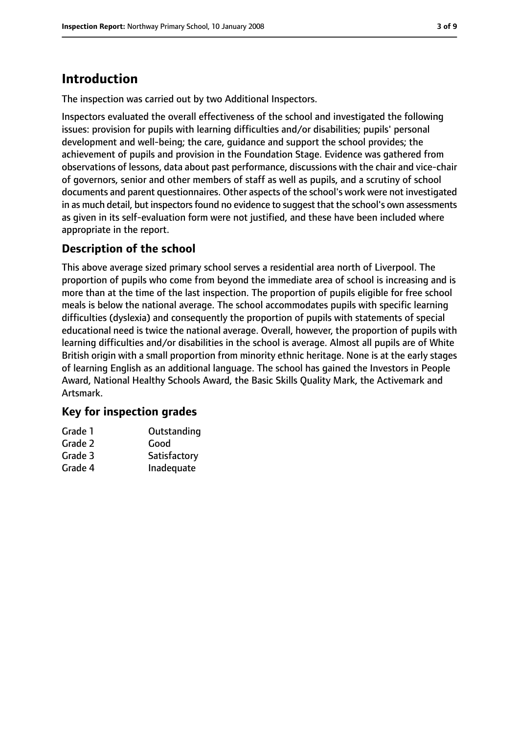# Introduction

The inspection was carried out by two Additional Inspectors.

Inspectors evaluated the overall effectiveness of the school and investigated the following issues: provision for pupils with learning difficulties and/or disabilities; pupils' personal development and well-being; the care, guidance and support the school provides; the achievement of pupils and provision in the Foundation Stage. Evidence was gathered from observations of lessons, data about past performance, discussions with the chair and vice-chair of governors, senior and other members of staff as well as pupils, and a scrutiny of school documents and parent questionnaires. Other aspects of the school's work were not investigated in as much detail, but inspectors found no evidence to suggest that the school's own assessments as given in its self-evaluation form were not justified, and these have been included where appropriate in the report.

## Description of the school

This above average sized primary school serves a residential area north of Liverpool. The proportion of pupils who come from beyond the immediate area of school is increasing and is more than at the time of the last inspection. The proportion of pupils eligible for free school meals is below the national average. The school accommodates pupils with specific learning difficulties (dyslexia) and consequently the proportion of pupils with statements of special educational need is twice the national average. Overall, however, the proportion of pupils with learning difficulties and/or disabilities in the school is average. Almost all pupils are of White British origin with a small proportion from minority ethnic heritage. None is at the early stages of learning English as an additional language. The school has gained the Investors in People Award, National Healthy Schools Award, the Basic Skills Quality Mark, the Activemark and Artsmark.

## Key for inspection grades

| | |
|---|---|
| Grade 1 | Outstanding |
| Grade 2 | Good |
| Grade 3 | Satisfactory |
| Grade 4 | Inadequate |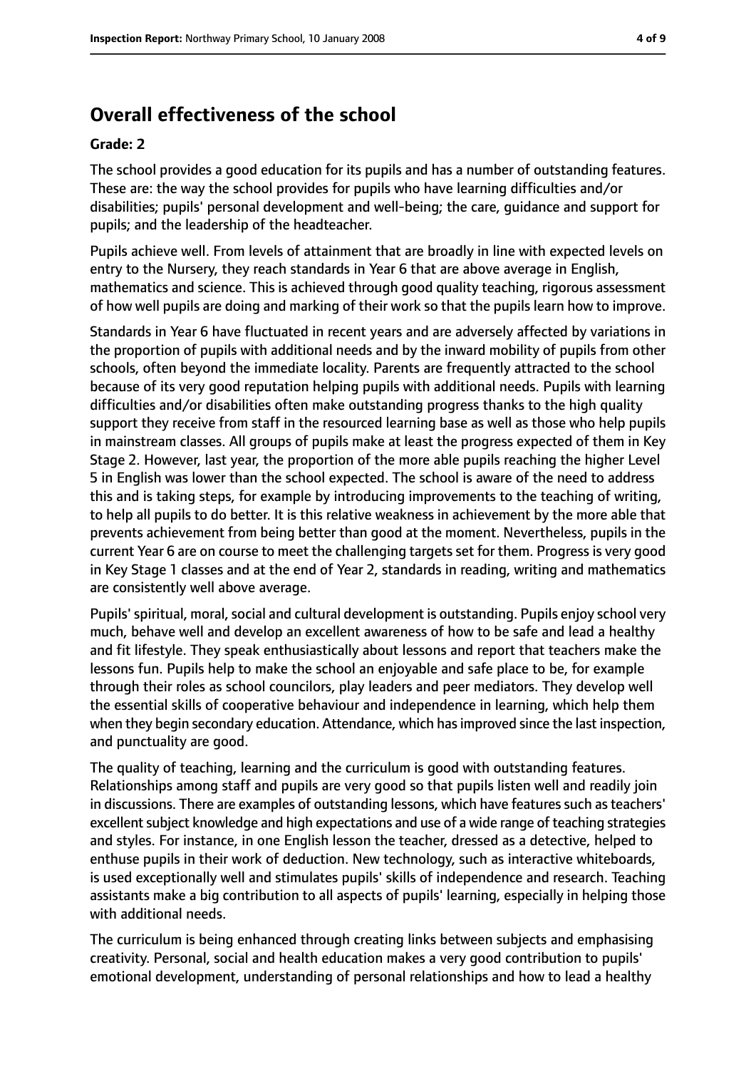## Overall effectiveness of the school

**Grade: 2**

The school provides a good education for its pupils and has a number of outstanding features. These are: the way the school provides for pupils who have learning difficulties and/or disabilities; pupils' personal development and well-being; the care, guidance and support for pupils; and the leadership of the headteacher.

Pupils achieve well. From levels of attainment that are broadly in line with expected levels on entry to the Nursery, they reach standards in Year 6 that are above average in English, mathematics and science. This is achieved through good quality teaching, rigorous assessment of how well pupils are doing and marking of their work so that the pupils learn how to improve.

Standards in Year 6 have fluctuated in recent years and are adversely affected by variations in the proportion of pupils with additional needs and by the inward mobility of pupils from other schools, often beyond the immediate locality. Parents are frequently attracted to the school because of its very good reputation helping pupils with additional needs. Pupils with learning difficulties and/or disabilities often make outstanding progress thanks to the high quality support they receive from staff in the resourced learning base as well as those who help pupils in mainstream classes. All groups of pupils make at least the progress expected of them in Key Stage 2. However, last year, the proportion of the more able pupils reaching the higher Level 5 in English was lower than the school expected. The school is aware of the need to address this and is taking steps, for example by introducing improvements to the teaching of writing, to help all pupils to do better. It is this relative weakness in achievement by the more able that prevents achievement from being better than good at the moment. Nevertheless, pupils in the current Year 6 are on course to meet the challenging targets set for them. Progress is very good in Key Stage 1 classes and at the end of Year 2, standards in reading, writing and mathematics are consistently well above average.

Pupils' spiritual, moral, social and cultural development is outstanding. Pupils enjoy school very much, behave well and develop an excellent awareness of how to be safe and lead a healthy and fit lifestyle. They speak enthusiastically about lessons and report that teachers make the lessons fun. Pupils help to make the school an enjoyable and safe place to be, for example through their roles as school councilors, play leaders and peer mediators. They develop well the essential skills of cooperative behaviour and independence in learning, which help them when they begin secondary education. Attendance, which has improved since the last inspection, and punctuality are good.

The quality of teaching, learning and the curriculum is good with outstanding features. Relationships among staff and pupils are very good so that pupils listen well and readily join in discussions. There are examples of outstanding lessons, which have features such as teachers' excellent subject knowledge and high expectations and use of a wide range of teaching strategies and styles. For instance, in one English lesson the teacher, dressed as a detective, helped to enthuse pupils in their work of deduction. New technology, such as interactive whiteboards, is used exceptionally well and stimulates pupils' skills of independence and research. Teaching assistants make a big contribution to all aspects of pupils' learning, especially in helping those with additional needs.

The curriculum is being enhanced through creating links between subjects and emphasising creativity. Personal, social and health education makes a very good contribution to pupils' emotional development, understanding of personal relationships and how to lead a healthy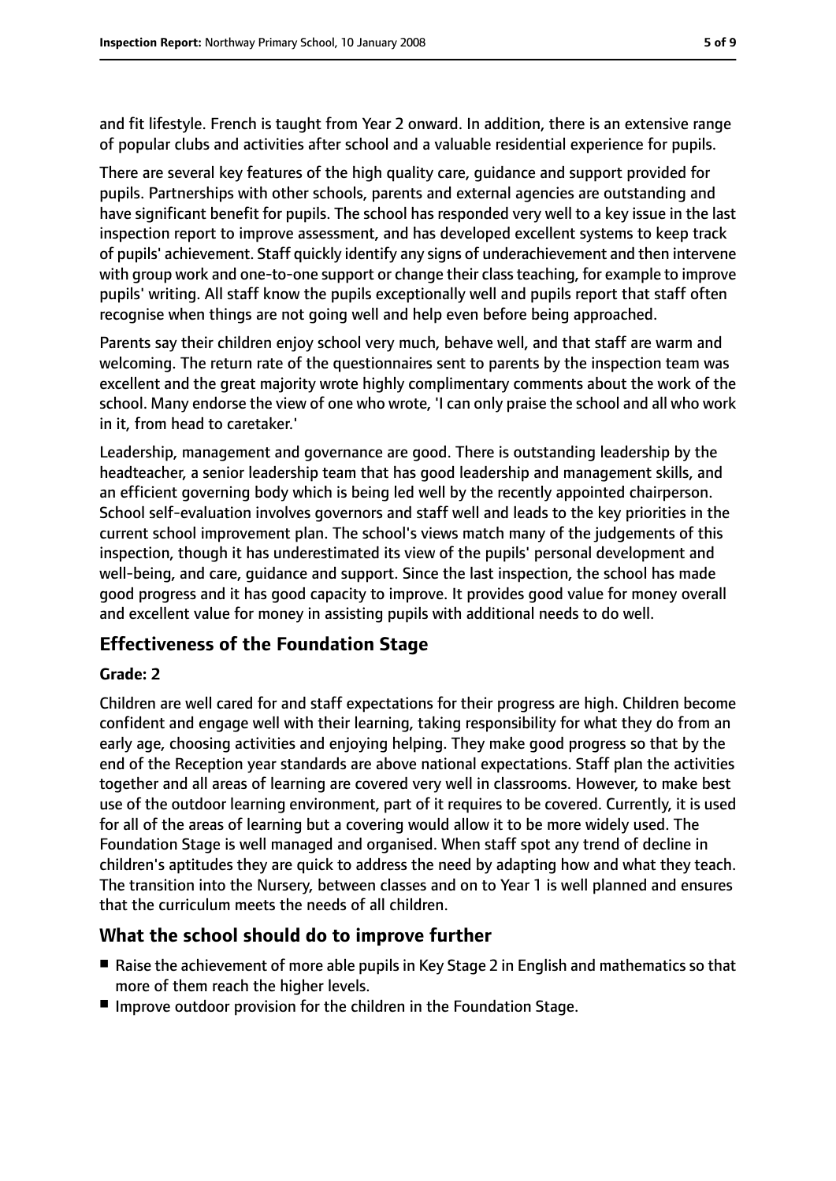and fit lifestyle. French is taught from Year 2 onward. In addition, there is an extensive range of popular clubs and activities after school and a valuable residential experience for pupils.

There are several key features of the high quality care, guidance and support provided for pupils. Partnerships with other schools, parents and external agencies are outstanding and have significant benefit for pupils. The school has responded very well to a key issue in the last inspection report to improve assessment, and has developed excellent systems to keep track of pupils' achievement. Staff quickly identify any signs of underachievement and then intervene with group work and one-to-one support or change their class teaching, for example to improve pupils' writing. All staff know the pupils exceptionally well and pupils report that staff often recognise when things are not going well and help even before being approached.

Parents say their children enjoy school very much, behave well, and that staff are warm and welcoming. The return rate of the questionnaires sent to parents by the inspection team was excellent and the great majority wrote highly complimentary comments about the work of the school. Many endorse the view of one who wrote, 'I can only praise the school and all who work in it, from head to caretaker.'

Leadership, management and governance are good. There is outstanding leadership by the headteacher, a senior leadership team that has good leadership and management skills, and an efficient governing body which is being led well by the recently appointed chairperson. School self-evaluation involves governors and staff well and leads to the key priorities in the current school improvement plan. The school's views match many of the judgements of this inspection, though it has underestimated its view of the pupils' personal development and well-being, and care, guidance and support. Since the last inspection, the school has made good progress and it has good capacity to improve. It provides good value for money overall and excellent value for money in assisting pupils with additional needs to do well.

## Effectiveness of the Foundation Stage

**Grade: 2**

Children are well cared for and staff expectations for their progress are high. Children become confident and engage well with their learning, taking responsibility for what they do from an early age, choosing activities and enjoying helping. They make good progress so that by the end of the Reception year standards are above national expectations. Staff plan the activities together and all areas of learning are covered very well in classrooms. However, to make best use of the outdoor learning environment, part of it requires to be covered. Currently, it is used for all of the areas of learning but a covering would allow it to be more widely used. The Foundation Stage is well managed and organised. When staff spot any trend of decline in children's aptitudes they are quick to address the need by adapting how and what they teach. The transition into the Nursery, between classes and on to Year 1 is well planned and ensures that the curriculum meets the needs of all children.

## What the school should do to improve further

- Raise the achievement of more able pupils in Key Stage 2 in English and mathematics so that more of them reach the higher levels.
- Improve outdoor provision for the children in the Foundation Stage.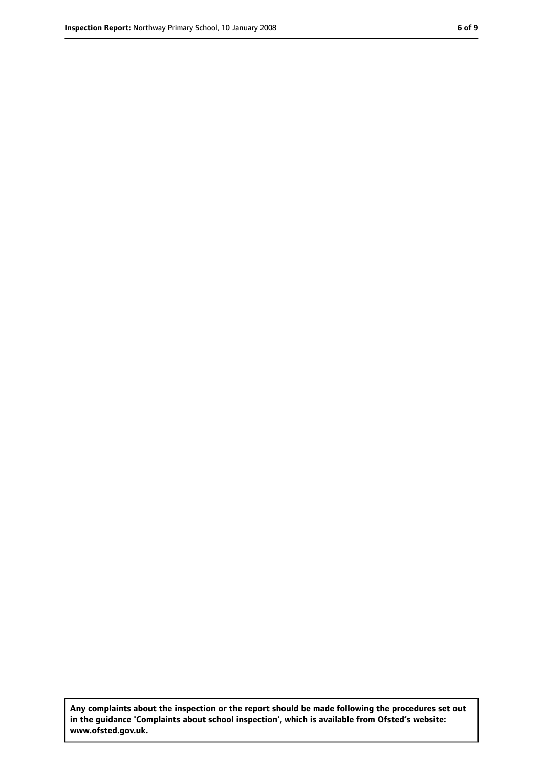**Any complaints about the inspection or the report should be made following the procedures set out in the guidance 'Complaints about school inspection', which is available from Ofsted's website: www.ofsted.gov.uk.**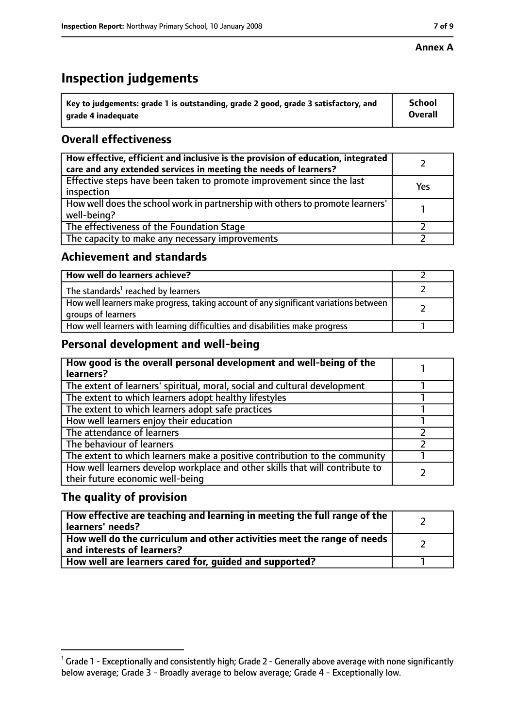**Annex A**

# Inspection judgements

| Key to judgements: grade 1 is outstanding, grade 2 good, grade 3 satisfactory, and grade 4 inadequate | School Overall |
|---|---|

## Overall effectiveness

| | |
|---|---|
| **How effective, efficient and inclusive is the provision of education, integrated care and any extended services in meeting the needs of learners?** | 2 |
| Effective steps have been taken to promote improvement since the last inspection | Yes |
| How well does the school work in partnership with others to promote learners' well-being? | 1 |
| The effectiveness of the Foundation Stage | 2 |
| The capacity to make any necessary improvements | 2 |

## Achievement and standards

| | |
|---|---|
| **How well do learners achieve?** | 2 |
| The standards[1] reached by learners | 2 |
| How well learners make progress, taking account of any significant variations between groups of learners | 2 |
| How well learners with learning difficulties and disabilities make progress | 1 |

## Personal development and well-being

| | |
|---|---|
| **How good is the overall personal development and well-being of the learners?** | 1 |
| The extent of learners' spiritual, moral, social and cultural development | 1 |
| The extent to which learners adopt healthy lifestyles | 1 |
| The extent to which learners adopt safe practices | 1 |
| How well learners enjoy their education | 1 |
| The attendance of learners | 2 |
| The behaviour of learners | 2 |
| The extent to which learners make a positive contribution to the community | 1 |
| How well learners develop workplace and other skills that will contribute to their future economic well-being | 2 |

## The quality of provision

| | |
|---|---|
| **How effective are teaching and learning in meeting the full range of the learners' needs?** | 2 |
| **How well do the curriculum and other activities meet the range of needs and interests of learners?** | 2 |
| **How well are learners cared for, guided and supported?** | 1 |

[1] Grade 1 - Exceptionally and consistently high; Grade 2 - Generally above average with none significantly below average; Grade 3 - Broadly average to below average; Grade 4 - Exceptionally low.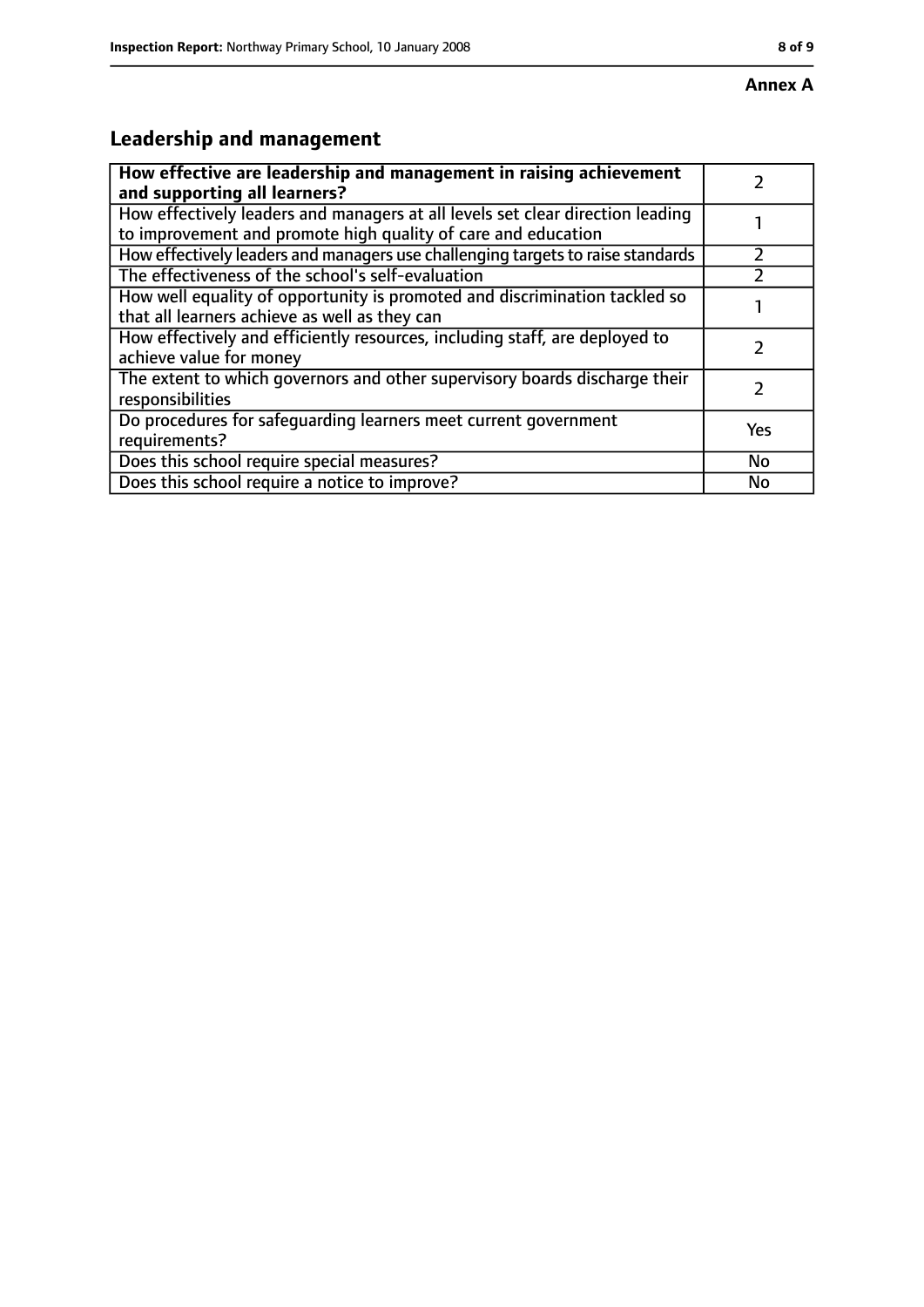**Annex A**

## Leadership and management

| How effective are leadership and management in raising achievement and supporting all learners? | 2 |
| --- | --- |
| How effectively leaders and managers at all levels set clear direction leading to improvement and promote high quality of care and education | 1 |
| How effectively leaders and managers use challenging targets to raise standards | 2 |
| The effectiveness of the school's self-evaluation | 2 |
| How well equality of opportunity is promoted and discrimination tackled so that all learners achieve as well as they can | 1 |
| How effectively and efficiently resources, including staff, are deployed to achieve value for money | 2 |
| The extent to which governors and other supervisory boards discharge their responsibilities | 2 |
| Do procedures for safeguarding learners meet current government requirements? | Yes |
| Does this school require special measures? | No |
| Does this school require a notice to improve? | No |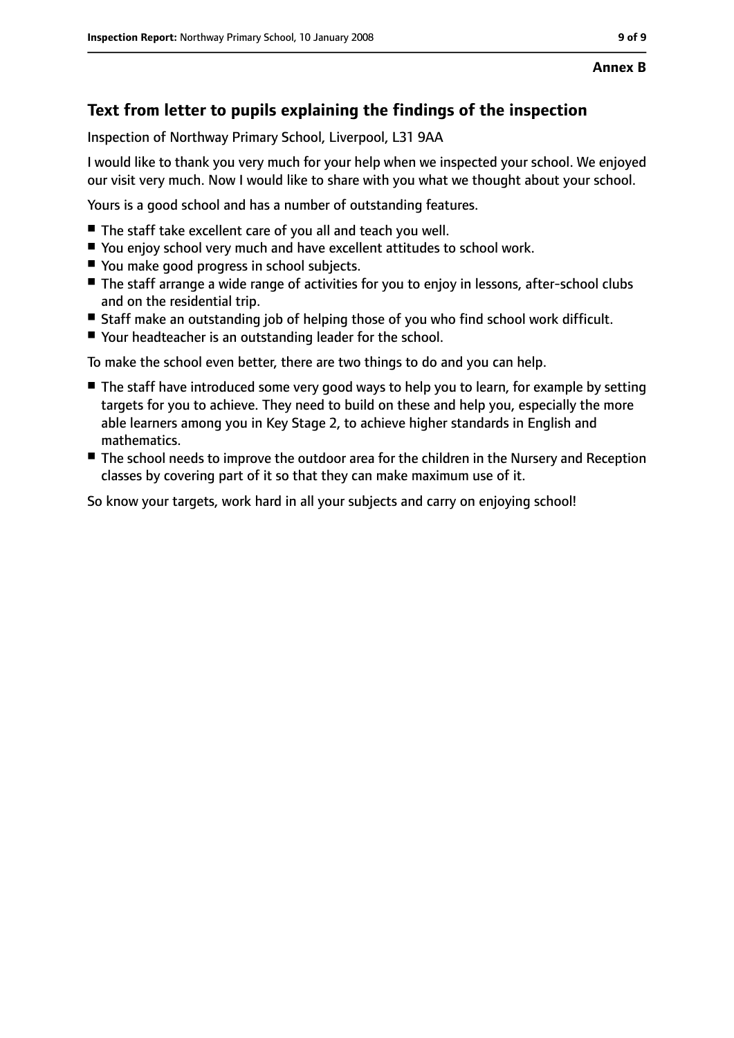Annex B

## Text from letter to pupils explaining the findings of the inspection

Inspection of Northway Primary School, Liverpool, L31 9AA

I would like to thank you very much for your help when we inspected your school. We enjoyed our visit very much. Now I would like to share with you what we thought about your school.

Yours is a good school and has a number of outstanding features.

- The staff take excellent care of you all and teach you well.
- You enjoy school very much and have excellent attitudes to school work.
- You make good progress in school subjects.
- The staff arrange a wide range of activities for you to enjoy in lessons, after-school clubs and on the residential trip.
- Staff make an outstanding job of helping those of you who find school work difficult.
- Your headteacher is an outstanding leader for the school.

To make the school even better, there are two things to do and you can help.

- The staff have introduced some very good ways to help you to learn, for example by setting targets for you to achieve. They need to build on these and help you, especially the more able learners among you in Key Stage 2, to achieve higher standards in English and mathematics.
- The school needs to improve the outdoor area for the children in the Nursery and Reception classes by covering part of it so that they can make maximum use of it.

So know your targets, work hard in all your subjects and carry on enjoying school!